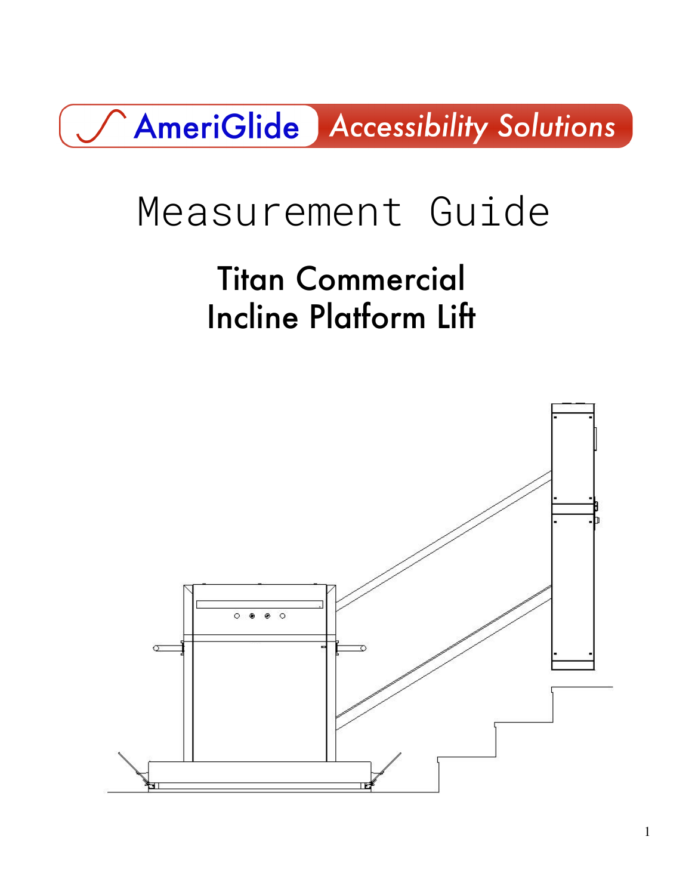AmeriGlide Accessibility Solutions

# Measurement Guide

## Titan Commercial
## Incline Platform Lift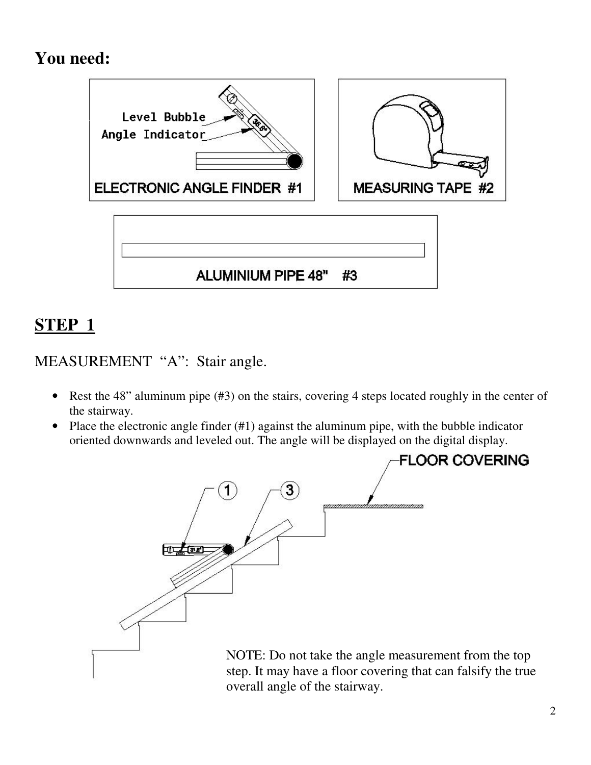# You need:

ELECTRONIC ANGLE FINDER #1

MEASURING TAPE #2

ALUMINIUM PIPE 48" #3

## STEP 1

MEASUREMENT "A": Stair angle.

- Rest the 48" aluminum pipe (#3) on the stairs, covering 4 steps located roughly in the center of the stairway.
- Place the electronic angle finder (#1) against the aluminum pipe, with the bubble indicator oriented downwards and leveled out. The angle will be displayed on the digital display.

NOTE: Do not take the angle measurement from the top step. It may have a floor covering that can falsify the true overall angle of the stairway.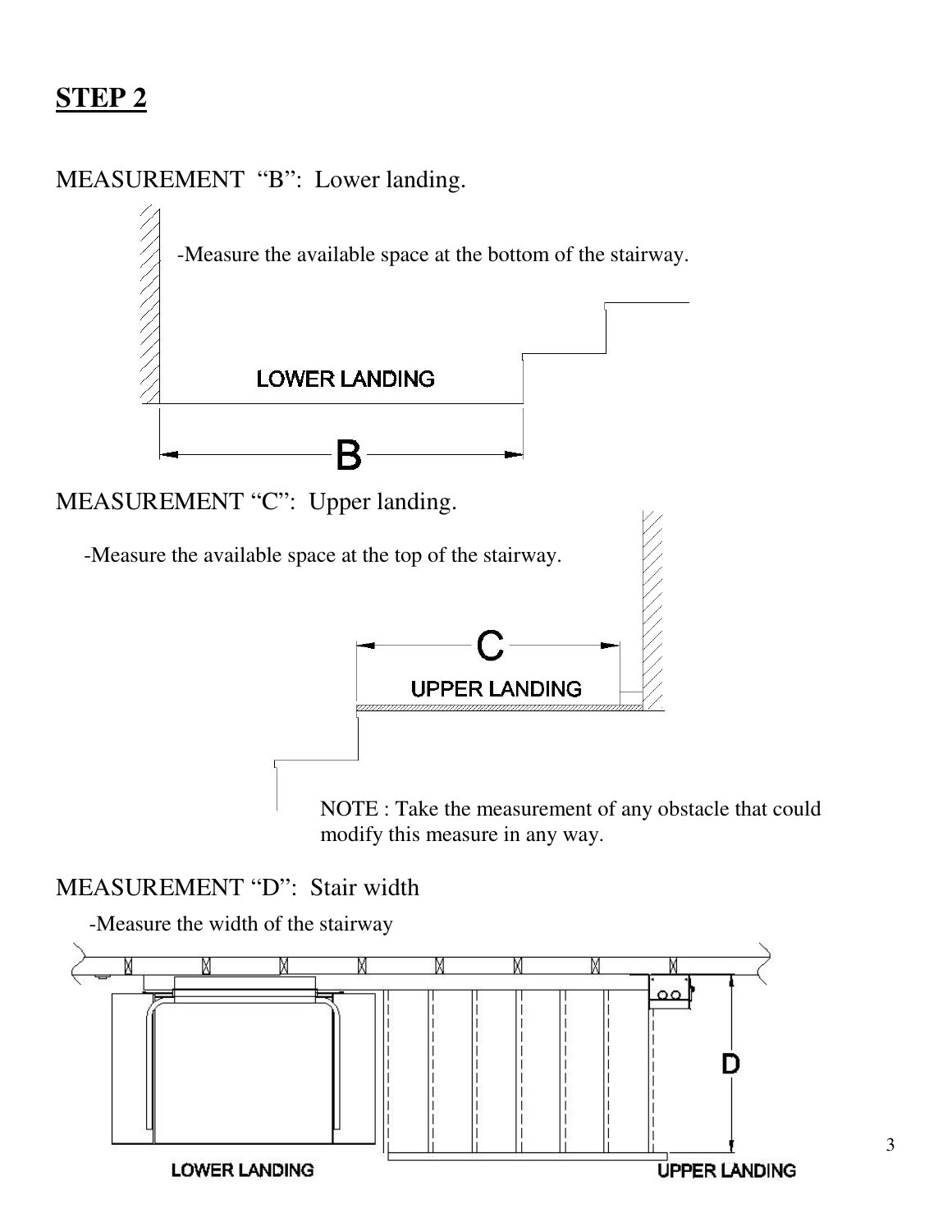## STEP 2

MEASUREMENT "B": Lower landing.

-Measure the available space at the bottom of the stairway.

LOWER LANDING

B

MEASUREMENT "C": Upper landing.

-Measure the available space at the top of the stairway.

C

UPPER LANDING

NOTE : Take the measurement of any obstacle that could modify this measure in any way.

MEASUREMENT "D": Stair width

-Measure the width of the stairway

D

LOWER LANDING

UPPER LANDING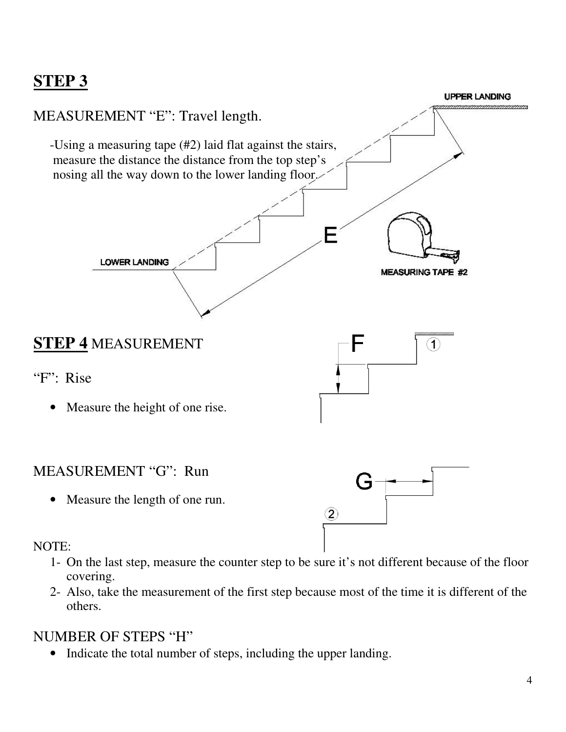## STEP 3

MEASUREMENT "E": Travel length.

-Using a measuring tape (#2) laid flat against the stairs, measure the distance the distance from the top step's nosing all the way down to the lower landing floor.

## STEP 4 MEASUREMENT

"F": Rise

- Measure the height of one rise.

MEASUREMENT "G": Run

- Measure the length of one run.

NOTE:

1- On the last step, measure the counter step to be sure it's not different because of the floor covering.
2- Also, take the measurement of the first step because most of the time it is different of the others.

NUMBER OF STEPS "H"

- Indicate the total number of steps, including the upper landing.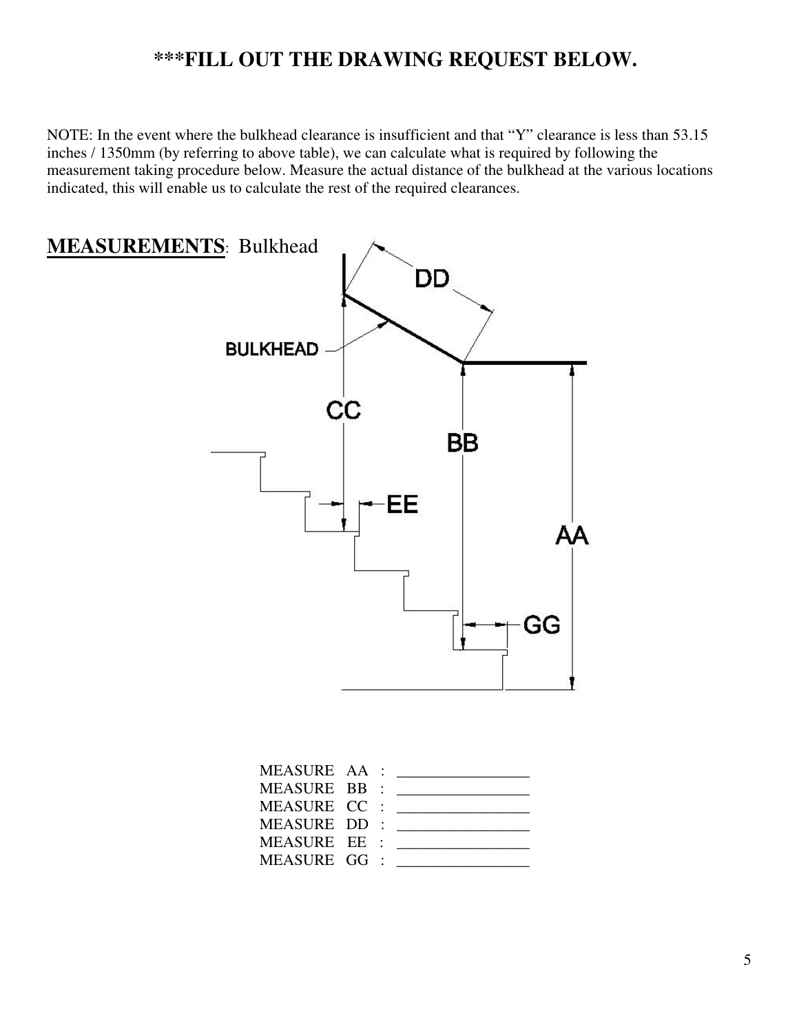# ***FILL OUT THE DRAWING REQUEST BELOW.

NOTE: In the event where the bulkhead clearance is insufficient and that "Y" clearance is less than 53.15 inches / 1350mm (by referring to above table), we can calculate what is required by following the measurement taking procedure below. Measure the actual distance of the bulkhead at the various locations indicated, this will enable us to calculate the rest of the required clearances.

## <u>MEASUREMENTS</u>: Bulkhead

MEASURE AA : ________________

MEASURE BB : ________________

MEASURE CC : ________________

MEASURE DD : ________________

MEASURE EE : ________________

MEASURE GG : ________________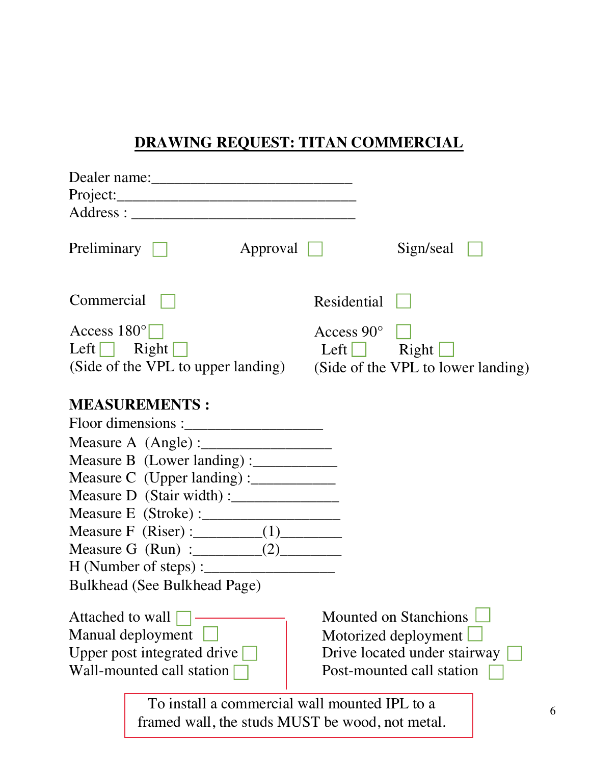## DRAWING REQUEST: TITAN COMMERCIAL

Dealer name:\_\_\_\_\_\_\_\_\_\_\_\_\_\_\_\_\_\_\_\_\_\_\_\_\_\_

Project:\_\_\_\_\_\_\_\_\_\_\_\_\_\_\_\_\_\_\_\_\_\_\_\_\_\_\_\_\_\_\_

Address : \_\_\_\_\_\_\_\_\_\_\_\_\_\_\_\_\_\_\_\_\_\_\_\_\_\_\_\_\_

Preliminary ☐ Approval ☐ Sign/seal ☐

Commercial ☐

Access 180° ☐
Left ☐ Right ☐
(Side of the VPL to upper landing)

Residential ☐

Access 90° ☐
Left ☐ Right ☐
(Side of the VPL to lower landing)

**MEASUREMENTS :**

Floor dimensions :\_\_\_\_\_\_\_\_\_\_\_\_\_\_\_\_\_\_
Measure A (Angle) :\_\_\_\_\_\_\_\_\_\_\_\_\_\_\_\_\_
Measure B (Lower landing) :\_\_\_\_\_\_\_\_\_\_\_
Measure C (Upper landing) :\_\_\_\_\_\_\_\_\_\_\_
Measure D (Stair width) :\_\_\_\_\_\_\_\_\_\_\_\_\_\_
Measure E (Stroke) :\_\_\_\_\_\_\_\_\_\_\_\_\_\_\_\_\_\_
Measure F (Riser) :\_\_\_\_\_\_\_\_\_\_(1)\_\_\_\_\_\_\_\_\_
Measure G (Run) :\_\_\_\_\_\_\_\_\_\_(2)\_\_\_\_\_\_\_\_\_
H (Number of steps) :\_\_\_\_\_\_\_\_\_\_\_\_\_\_\_\_\_
Bulkhead (See Bulkhead Page)

Attached to wall ☐
Manual deployment ☐
Upper post integrated drive ☐
Wall-mounted call station ☐

Mounted on Stanchions ☐
Motorized deployment ☐
Drive located under stairway ☐
Post-mounted call station ☐

To install a commercial wall mounted IPL to a framed wall, the studs MUST be wood, not metal.